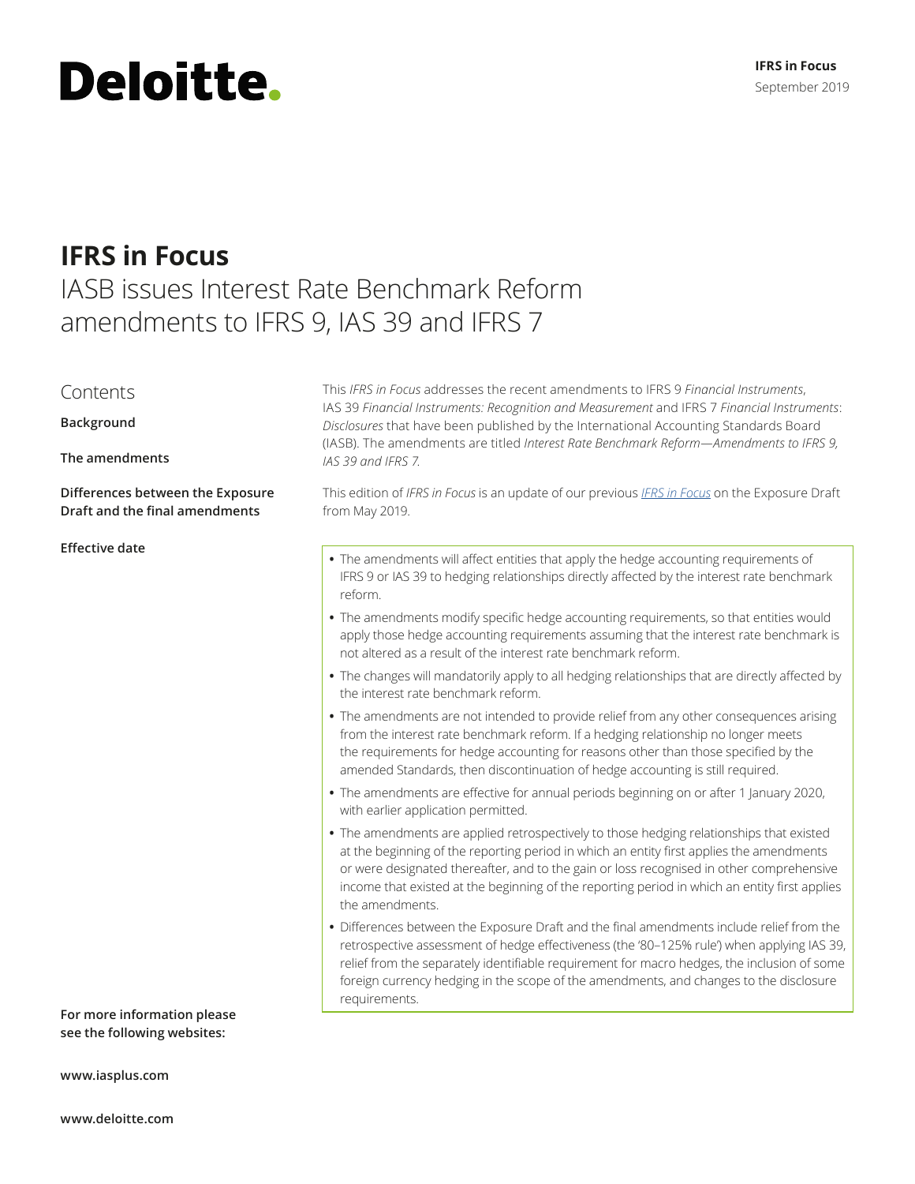# IFRS in Focus

## IASB issues Interest Rate Benchmark Reform amendments to IFRS 9, IAS 39 and IFRS 7

Contents

**Background**

**The amendments**

**Differences between the Exposure Draft and the final amendments**

**Effective date**

This *IFRS in Focus* addresses the recent amendments to IFRS 9 *Financial Instruments*, IAS 39 *Financial Instruments: Recognition and Measurement* and IFRS 7 *Financial Instruments: Disclosures* that have been published by the International Accounting Standards Board (IASB). The amendments are titled *Interest Rate Benchmark Reform—Amendments to IFRS 9, IAS 39 and IFRS 7.*

This edition of *IFRS in Focus* is an update of our previous *IFRS in Focus* on the Exposure Draft from May 2019.

- The amendments will affect entities that apply the hedge accounting requirements of IFRS 9 or IAS 39 to hedging relationships directly affected by the interest rate benchmark reform.
- The amendments modify specific hedge accounting requirements, so that entities would apply those hedge accounting requirements assuming that the interest rate benchmark is not altered as a result of the interest rate benchmark reform.
- The changes will mandatorily apply to all hedging relationships that are directly affected by the interest rate benchmark reform.
- The amendments are not intended to provide relief from any other consequences arising from the interest rate benchmark reform. If a hedging relationship no longer meets the requirements for hedge accounting for reasons other than those specified by the amended Standards, then discontinuation of hedge accounting is still required.
- The amendments are effective for annual periods beginning on or after 1 January 2020, with earlier application permitted.
- The amendments are applied retrospectively to those hedging relationships that existed at the beginning of the reporting period in which an entity first applies the amendments or were designated thereafter, and to the gain or loss recognised in other comprehensive income that existed at the beginning of the reporting period in which an entity first applies the amendments.
- Differences between the Exposure Draft and the final amendments include relief from the retrospective assessment of hedge effectiveness (the '80–125% rule') when applying IAS 39, relief from the separately identifiable requirement for macro hedges, the inclusion of some foreign currency hedging in the scope of the amendments, and changes to the disclosure requirements.

**For more information please see the following websites:**

**www.iasplus.com**

**www.deloitte.com**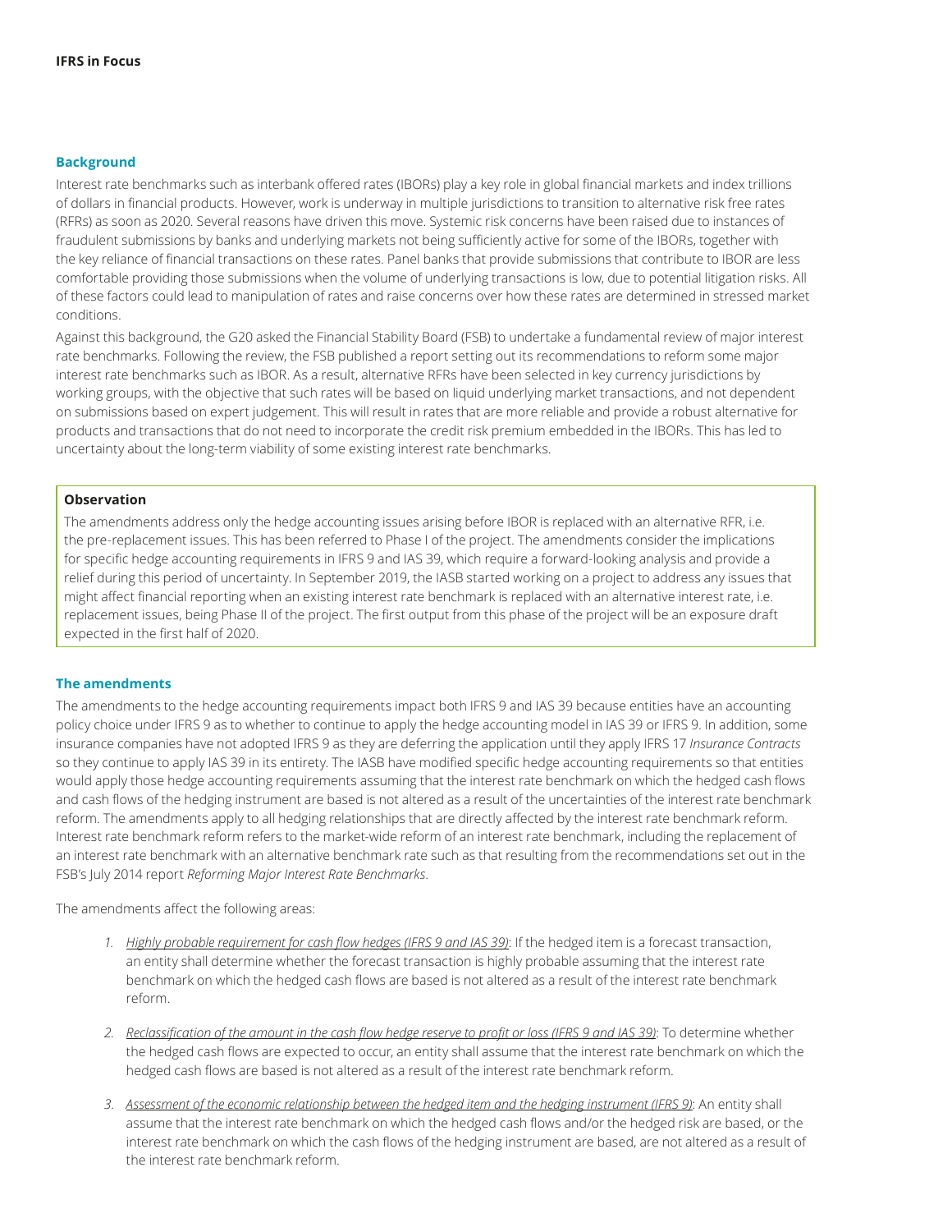## Background

Interest rate benchmarks such as interbank offered rates (IBORs) play a key role in global financial markets and index trillions of dollars in financial products. However, work is underway in multiple jurisdictions to transition to alternative risk free rates (RFRs) as soon as 2020. Several reasons have driven this move. Systemic risk concerns have been raised due to instances of fraudulent submissions by banks and underlying markets not being sufficiently active for some of the IBORs, together with the key reliance of financial transactions on these rates. Panel banks that provide submissions that contribute to IBOR are less comfortable providing those submissions when the volume of underlying transactions is low, due to potential litigation risks. All of these factors could lead to manipulation of rates and raise concerns over how these rates are determined in stressed market conditions.

Against this background, the G20 asked the Financial Stability Board (FSB) to undertake a fundamental review of major interest rate benchmarks. Following the review, the FSB published a report setting out its recommendations to reform some major interest rate benchmarks such as IBOR. As a result, alternative RFRs have been selected in key currency jurisdictions by working groups, with the objective that such rates will be based on liquid underlying market transactions, and not dependent on submissions based on expert judgement. This will result in rates that are more reliable and provide a robust alternative for products and transactions that do not need to incorporate the credit risk premium embedded in the IBORs. This has led to uncertainty about the long-term viability of some existing interest rate benchmarks.

> **Observation**
>
> The amendments address only the hedge accounting issues arising before IBOR is replaced with an alternative RFR, i.e. the pre-replacement issues. This has been referred to Phase I of the project. The amendments consider the implications for specific hedge accounting requirements in IFRS 9 and IAS 39, which require a forward-looking analysis and provide a relief during this period of uncertainty. In September 2019, the IASB started working on a project to address any issues that might affect financial reporting when an existing interest rate benchmark is replaced with an alternative interest rate, i.e. replacement issues, being Phase II of the project. The first output from this phase of the project will be an exposure draft expected in the first half of 2020.

## The amendments

The amendments to the hedge accounting requirements impact both IFRS 9 and IAS 39 because entities have an accounting policy choice under IFRS 9 as to whether to continue to apply the hedge accounting model in IAS 39 or IFRS 9. In addition, some insurance companies have not adopted IFRS 9 as they are deferring the application until they apply IFRS 17 *Insurance Contracts* so they continue to apply IAS 39 in its entirety. The IASB have modified specific hedge accounting requirements so that entities would apply those hedge accounting requirements assuming that the interest rate benchmark on which the hedged cash flows and cash flows of the hedging instrument are based is not altered as a result of the uncertainties of the interest rate benchmark reform. The amendments apply to all hedging relationships that are directly affected by the interest rate benchmark reform. Interest rate benchmark reform refers to the market-wide reform of an interest rate benchmark, including the replacement of an interest rate benchmark with an alternative benchmark rate such as that resulting from the recommendations set out in the FSB's July 2014 report *Reforming Major Interest Rate Benchmarks*.

The amendments affect the following areas:

1. *Highly probable requirement for cash flow hedges (IFRS 9 and IAS 39)*: If the hedged item is a forecast transaction, an entity shall determine whether the forecast transaction is highly probable assuming that the interest rate benchmark on which the hedged cash flows are based is not altered as a result of the interest rate benchmark reform.

2. *Reclassification of the amount in the cash flow hedge reserve to profit or loss (IFRS 9 and IAS 39)*: To determine whether the hedged cash flows are expected to occur, an entity shall assume that the interest rate benchmark on which the hedged cash flows are based is not altered as a result of the interest rate benchmark reform.

3. *Assessment of the economic relationship between the hedged item and the hedging instrument (IFRS 9)*: An entity shall assume that the interest rate benchmark on which the hedged cash flows and/or the hedged risk are based, or the interest rate benchmark on which the cash flows of the hedging instrument are based, are not altered as a result of the interest rate benchmark reform.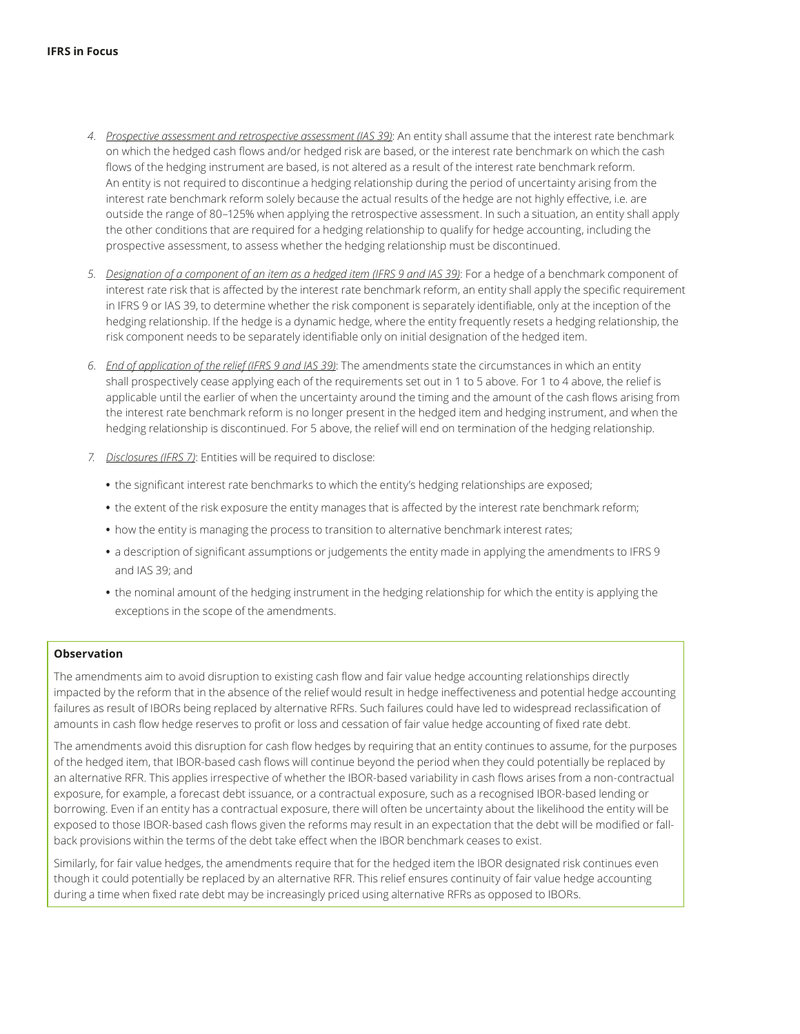4. *Prospective assessment and retrospective assessment (IAS 39)*: An entity shall assume that the interest rate benchmark on which the hedged cash flows and/or hedged risk are based, or the interest rate benchmark on which the cash flows of the hedging instrument are based, is not altered as a result of the interest rate benchmark reform. An entity is not required to discontinue a hedging relationship during the period of uncertainty arising from the interest rate benchmark reform solely because the actual results of the hedge are not highly effective, i.e. are outside the range of 80–125% when applying the retrospective assessment. In such a situation, an entity shall apply the other conditions that are required for a hedging relationship to qualify for hedge accounting, including the prospective assessment, to assess whether the hedging relationship must be discontinued.

5. *Designation of a component of an item as a hedged item (IFRS 9 and IAS 39)*: For a hedge of a benchmark component of interest rate risk that is affected by the interest rate benchmark reform, an entity shall apply the specific requirement in IFRS 9 or IAS 39, to determine whether the risk component is separately identifiable, only at the inception of the hedging relationship. If the hedge is a dynamic hedge, where the entity frequently resets a hedging relationship, the risk component needs to be separately identifiable only on initial designation of the hedged item.

6. *End of application of the relief (IFRS 9 and IAS 39)*: The amendments state the circumstances in which an entity shall prospectively cease applying each of the requirements set out in 1 to 5 above. For 1 to 4 above, the relief is applicable until the earlier of when the uncertainty around the timing and the amount of the cash flows arising from the interest rate benchmark reform is no longer present in the hedged item and hedging instrument, and when the hedging relationship is discontinued. For 5 above, the relief will end on termination of the hedging relationship.

7. *Disclosures (IFRS 7)*: Entities will be required to disclose:

   - the significant interest rate benchmarks to which the entity's hedging relationships are exposed;
   - the extent of the risk exposure the entity manages that is affected by the interest rate benchmark reform;
   - how the entity is managing the process to transition to alternative benchmark interest rates;
   - a description of significant assumptions or judgements the entity made in applying the amendments to IFRS 9 and IAS 39; and
   - the nominal amount of the hedging instrument in the hedging relationship for which the entity is applying the exceptions in the scope of the amendments.

**Observation**

The amendments aim to avoid disruption to existing cash flow and fair value hedge accounting relationships directly impacted by the reform that in the absence of the relief would result in hedge ineffectiveness and potential hedge accounting failures as result of IBORs being replaced by alternative RFRs. Such failures could have led to widespread reclassification of amounts in cash flow hedge reserves to profit or loss and cessation of fair value hedge accounting of fixed rate debt.

The amendments avoid this disruption for cash flow hedges by requiring that an entity continues to assume, for the purposes of the hedged item, that IBOR-based cash flows will continue beyond the period when they could potentially be replaced by an alternative RFR. This applies irrespective of whether the IBOR-based variability in cash flows arises from a non-contractual exposure, for example, a forecast debt issuance, or a contractual exposure, such as a recognised IBOR-based lending or borrowing. Even if an entity has a contractual exposure, there will often be uncertainty about the likelihood the entity will be exposed to those IBOR-based cash flows given the reforms may result in an expectation that the debt will be modified or fall-back provisions within the terms of the debt take effect when the IBOR benchmark ceases to exist.

Similarly, for fair value hedges, the amendments require that for the hedged item the IBOR designated risk continues even though it could potentially be replaced by an alternative RFR. This relief ensures continuity of fair value hedge accounting during a time when fixed rate debt may be increasingly priced using alternative RFRs as opposed to IBORs.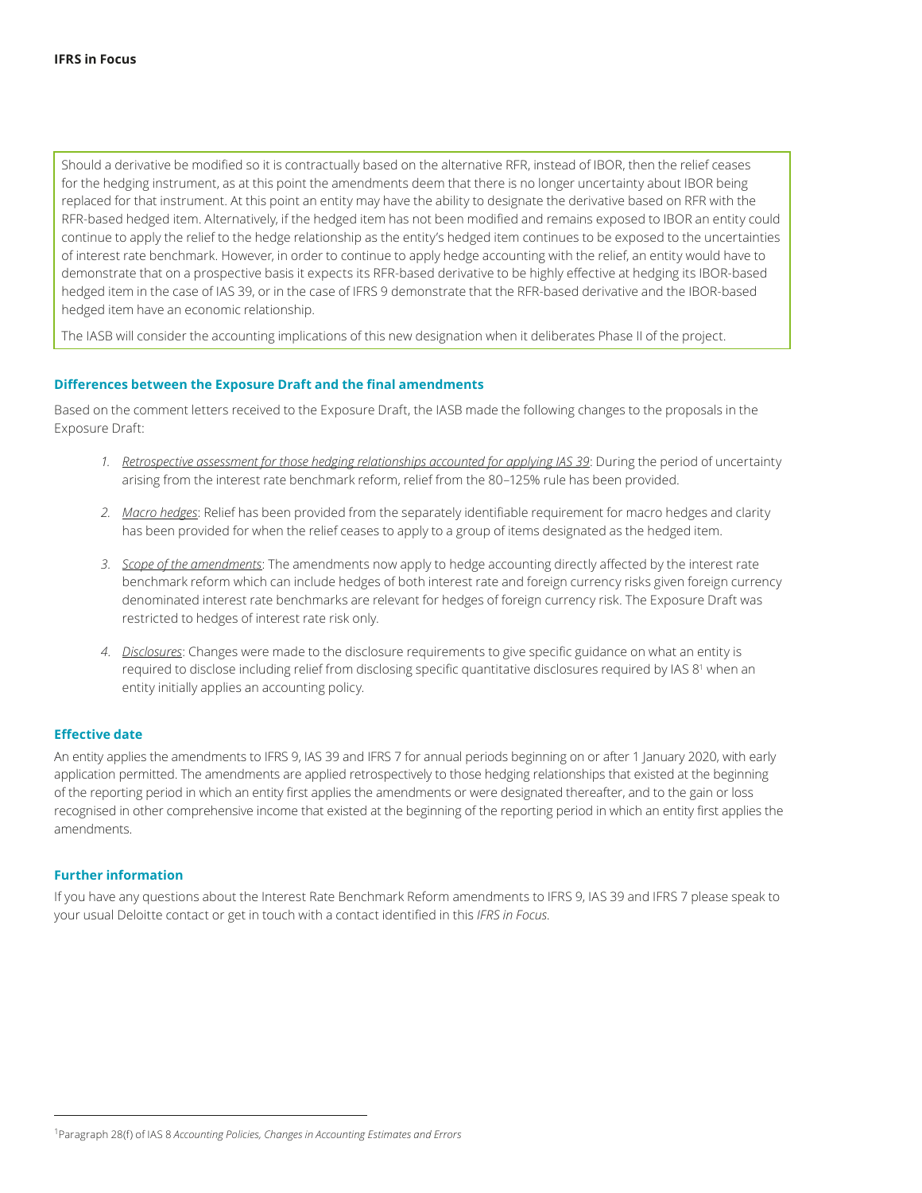Should a derivative be modified so it is contractually based on the alternative RFR, instead of IBOR, then the relief ceases for the hedging instrument, as at this point the amendments deem that there is no longer uncertainty about IBOR being replaced for that instrument. At this point an entity may have the ability to designate the derivative based on RFR with the RFR-based hedged item. Alternatively, if the hedged item has not been modified and remains exposed to IBOR an entity could continue to apply the relief to the hedge relationship as the entity's hedged item continues to be exposed to the uncertainties of interest rate benchmark. However, in order to continue to apply hedge accounting with the relief, an entity would have to demonstrate that on a prospective basis it expects its RFR-based derivative to be highly effective at hedging its IBOR-based hedged item in the case of IAS 39, or in the case of IFRS 9 demonstrate that the RFR-based derivative and the IBOR-based hedged item have an economic relationship.

The IASB will consider the accounting implications of this new designation when it deliberates Phase II of the project.

### Differences between the Exposure Draft and the final amendments

Based on the comment letters received to the Exposure Draft, the IASB made the following changes to the proposals in the Exposure Draft:

1. *Retrospective assessment for those hedging relationships accounted for applying IAS 39*: During the period of uncertainty arising from the interest rate benchmark reform, relief from the 80–125% rule has been provided.

2. *Macro hedges*: Relief has been provided from the separately identifiable requirement for macro hedges and clarity has been provided for when the relief ceases to apply to a group of items designated as the hedged item.

3. *Scope of the amendments*: The amendments now apply to hedge accounting directly affected by the interest rate benchmark reform which can include hedges of both interest rate and foreign currency risks given foreign currency denominated interest rate benchmarks are relevant for hedges of foreign currency risk. The Exposure Draft was restricted to hedges of interest rate risk only.

4. *Disclosures*: Changes were made to the disclosure requirements to give specific guidance on what an entity is required to disclose including relief from disclosing specific quantitative disclosures required by IAS 8[1] when an entity initially applies an accounting policy.

### Effective date

An entity applies the amendments to IFRS 9, IAS 39 and IFRS 7 for annual periods beginning on or after 1 January 2020, with early application permitted. The amendments are applied retrospectively to those hedging relationships that existed at the beginning of the reporting period in which an entity first applies the amendments or were designated thereafter, and to the gain or loss recognised in other comprehensive income that existed at the beginning of the reporting period in which an entity first applies the amendments.

### Further information

If you have any questions about the Interest Rate Benchmark Reform amendments to IFRS 9, IAS 39 and IFRS 7 please speak to your usual Deloitte contact or get in touch with a contact identified in this *IFRS in Focus*.

---

[1] Paragraph 28(f) of IAS 8 *Accounting Policies, Changes in Accounting Estimates and Errors*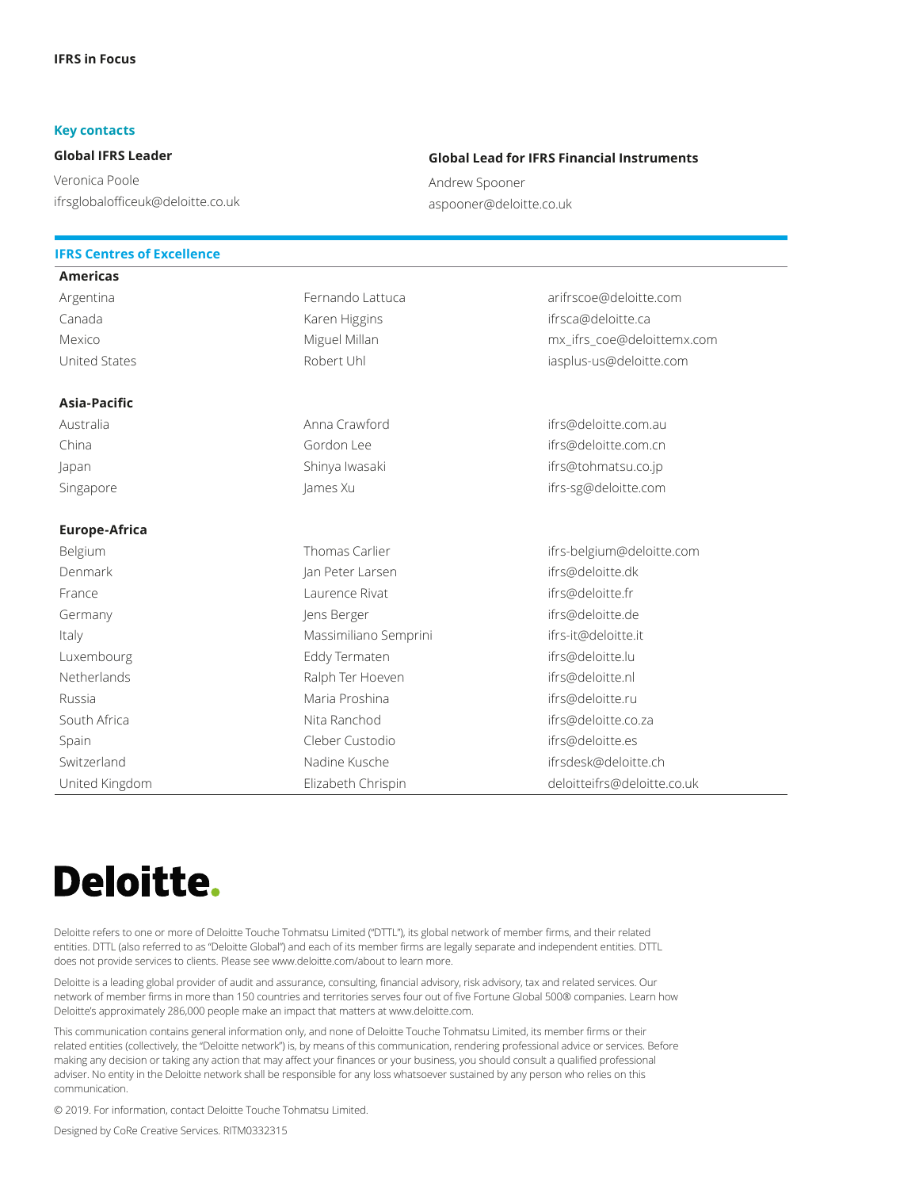## Key contacts

**Global IFRS Leader**

Veronica Poole
ifrsglobalofficeuk@deloitte.co.uk

**Global Lead for IFRS Financial Instruments**

Andrew Spooner
aspooner@deloitte.co.uk

## IFRS Centres of Excellence

| | | |
|---|---|---|
| **Americas** | | |
| Argentina | Fernando Lattuca | arifrscoe@deloitte.com |
| Canada | Karen Higgins | ifrsca@deloitte.ca |
| Mexico | Miguel Millan | mx_ifrs_coe@deloittemx.com |
| United States | Robert Uhl | iasplus-us@deloitte.com |
| **Asia-Pacific** | | |
| Australia | Anna Crawford | ifrs@deloitte.com.au |
| China | Gordon Lee | ifrs@deloitte.com.cn |
| Japan | Shinya Iwasaki | ifrs@tohmatsu.co.jp |
| Singapore | James Xu | ifrs-sg@deloitte.com |
| **Europe-Africa** | | |
| Belgium | Thomas Carlier | ifrs-belgium@deloitte.com |
| Denmark | Jan Peter Larsen | ifrs@deloitte.dk |
| France | Laurence Rivat | ifrs@deloitte.fr |
| Germany | Jens Berger | ifrs@deloitte.de |
| Italy | Massimiliano Semprini | ifrs-it@deloitte.it |
| Luxembourg | Eddy Termaten | ifrs@deloitte.lu |
| Netherlands | Ralph Ter Hoeven | ifrs@deloitte.nl |
| Russia | Maria Proshina | ifrs@deloitte.ru |
| South Africa | Nita Ranchod | ifrs@deloitte.co.za |
| Spain | Cleber Custodio | ifrs@deloitte.es |
| Switzerland | Nadine Kusche | ifrsdesk@deloitte.ch |
| United Kingdom | Elizabeth Chrispin | deloitteifrs@deloitte.co.uk |

**Deloitte.**

Deloitte refers to one or more of Deloitte Touche Tohmatsu Limited ("DTTL"), its global network of member firms, and their related entities. DTTL (also referred to as "Deloitte Global") and each of its member firms are legally separate and independent entities. DTTL does not provide services to clients. Please see www.deloitte.com/about to learn more.

Deloitte is a leading global provider of audit and assurance, consulting, financial advisory, risk advisory, tax and related services. Our network of member firms in more than 150 countries and territories serves four out of five Fortune Global 500® companies. Learn how Deloitte's approximately 286,000 people make an impact that matters at www.deloitte.com.

This communication contains general information only, and none of Deloitte Touche Tohmatsu Limited, its member firms or their related entities (collectively, the "Deloitte network") is, by means of this communication, rendering professional advice or services. Before making any decision or taking any action that may affect your finances or your business, you should consult a qualified professional adviser. No entity in the Deloitte network shall be responsible for any loss whatsoever sustained by any person who relies on this communication.

© 2019. For information, contact Deloitte Touche Tohmatsu Limited.

Designed by CoRe Creative Services. RITM0332315